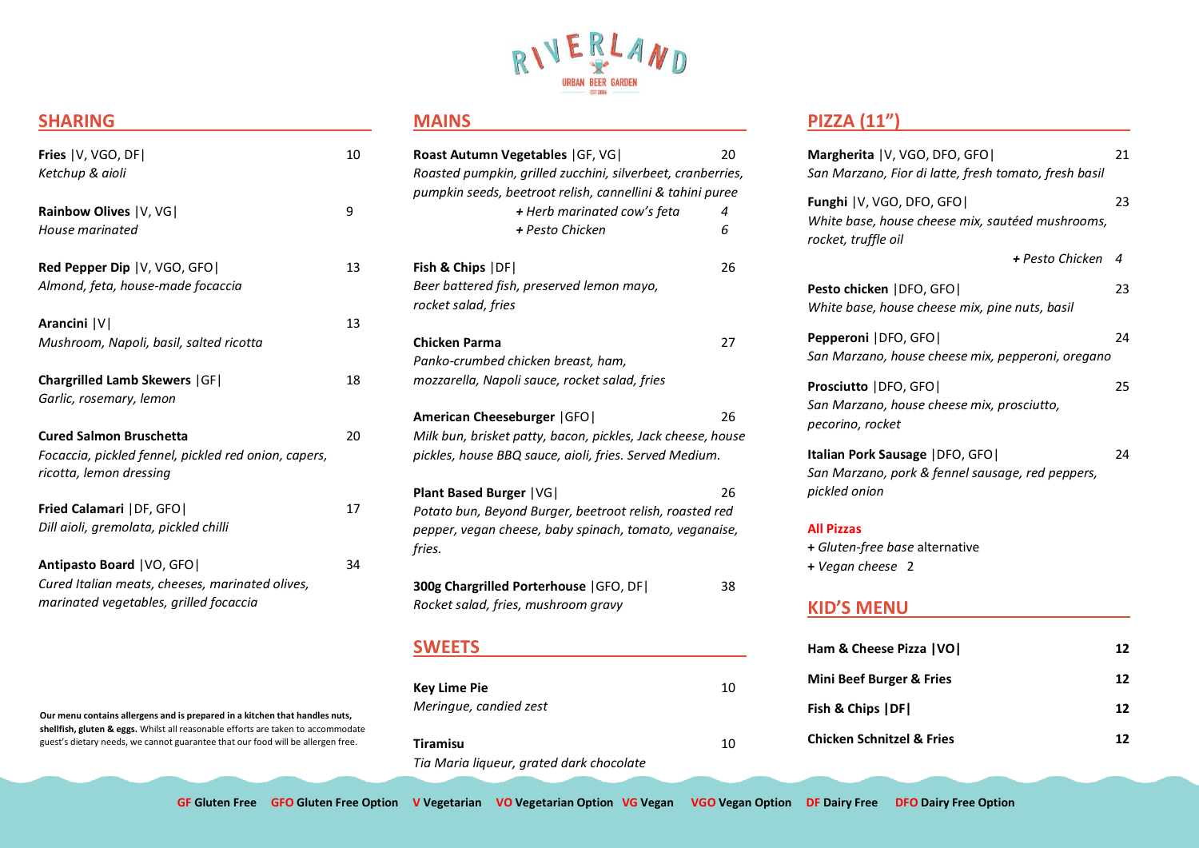# RIVERLAND

URBAN BEER GARDEN

## SHARING

**Fries** |V, VGO, DF| 10
*Ketchup & aioli*

**Rainbow Olives** |V, VG| 9
*House marinated*

**Red Pepper Dip** |V, VGO, GFO| 13
*Almond, feta, house-made focaccia*

**Arancini** |V| 13
*Mushroom, Napoli, basil, salted ricotta*

**Chargrilled Lamb Skewers** |GF| 18
*Garlic, rosemary, lemon*

**Cured Salmon Bruschetta** 20
*Focaccia, pickled fennel, pickled red onion, capers, ricotta, lemon dressing*

**Fried Calamari** |DF, GFO| 17
*Dill aioli, gremolata, pickled chilli*

**Antipasto Board** |VO, GFO| 34
*Cured Italian meats, cheeses, marinated olives, marinated vegetables, grilled focaccia*

**Our menu contains allergens and is prepared in a kitchen that handles nuts, shellfish, gluten & eggs.** Whilst all reasonable efforts are taken to accommodate guest's dietary needs, we cannot guarantee that our food will be allergen free.

## MAINS

**Roast Autumn Vegetables** |GF, VG| 20
*Roasted pumpkin, grilled zucchini, silverbeet, cranberries, pumpkin seeds, beetroot relish, cannellini & tahini puree*
*+ Herb marinated cow's feta* 4
*+ Pesto Chicken* 6

**Fish & Chips** |DF| 26
*Beer battered fish, preserved lemon mayo, rocket salad, fries*

**Chicken Parma** 27
*Panko-crumbed chicken breast, ham, mozzarella, Napoli sauce, rocket salad, fries*

**American Cheeseburger** |GFO| 26
*Milk bun, brisket patty, bacon, pickles, Jack cheese, house pickles, house BBQ sauce, aioli, fries. Served Medium.*

**Plant Based Burger** |VG| 26
*Potato bun, Beyond Burger, beetroot relish, roasted red pepper, vegan cheese, baby spinach, tomato, veganaise, fries.*

**300g Chargrilled Porterhouse** |GFO, DF| 38
*Rocket salad, fries, mushroom gravy*

## SWEETS

**Key Lime Pie** 10
*Meringue, candied zest*

**Tiramisu** 10
*Tia Maria liqueur, grated dark chocolate*

## PIZZA (11")

**Margherita** |V, VGO, DFO, GFO| 21
*San Marzano, Fior di latte, fresh tomato, fresh basil*

**Funghi** |V, VGO, DFO, GFO| 23
*White base, house cheese mix, sautéed mushrooms, rocket, truffle oil*
*+ Pesto Chicken* 4

**Pesto chicken** |DFO, GFO| 23
*White base, house cheese mix, pine nuts, basil*

**Pepperoni** |DFO, GFO| 24
*San Marzano, house cheese mix, pepperoni, oregano*

**Prosciutto** |DFO, GFO| 25
*San Marzano, house cheese mix, prosciutto, pecorino, rocket*

**Italian Pork Sausage** |DFO, GFO| 24
*San Marzano, pork & fennel sausage, red peppers, pickled onion*

**All Pizzas**
+ *Gluten-free base* alternative
+ *Vegan cheese* 2

## KID'S MENU

**Ham & Cheese Pizza |VO|** **12**

**Mini Beef Burger & Fries** **12**

**Fish & Chips |DF|** **12**

**Chicken Schnitzel & Fries** **12**

**GF** Gluten Free **GFO** Gluten Free Option **V** Vegetarian **VO** Vegetarian Option **VG** Vegan **VGO** Vegan Option **DF** Dairy Free **DFO** Dairy Free Option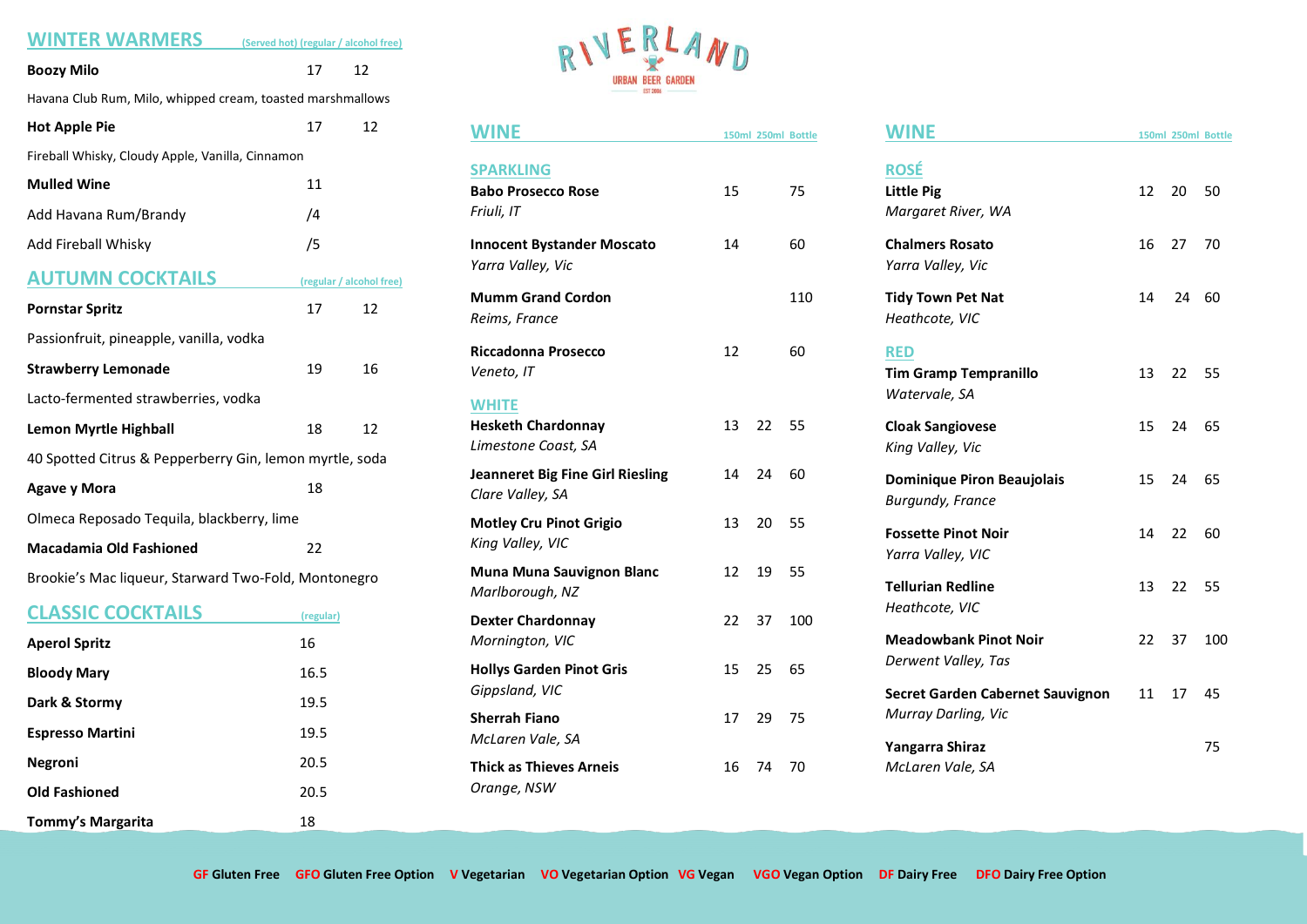# RIVERLAND

URBAN BEER GARDEN

EST 2006

## WINTER WARMERS

| (Served hot) | (regular / alcohol free) | |
|---|---|---|
| **Boozy Milo** | 17 | 12 |
| Havana Club Rum, Milo, whipped cream, toasted marshmallows | | |
| **Hot Apple Pie** | 17 | 12 |
| Fireball Whisky, Cloudy Apple, Vanilla, Cinnamon | | |
| **Mulled Wine** | 11 | |
| Add Havana Rum/Brandy | /4 | |
| Add Fireball Whisky | /5 | |

## AUTUMN COCKTAILS

| | (regular / alcohol free) | |
|---|---|---|
| **Pornstar Spritz** | 17 | 12 |
| Passionfruit, pineapple, vanilla, vodka | | |
| **Strawberry Lemonade** | 19 | 16 |
| Lacto-fermented strawberries, vodka | | |
| **Lemon Myrtle Highball** | 18 | 12 |
| 40 Spotted Citrus & Pepperberry Gin, lemon myrtle, soda | | |
| **Agave y Mora** | 18 | |
| Olmeca Reposado Tequila, blackberry, lime | | |
| **Macadamia Old Fashioned** | 22 | |
| Brookie's Mac liqueur, Starward Two-Fold, Montonegro | | |

## CLASSIC COCKTAILS

| | (regular) |
|---|---|
| **Aperol Spritz** | 16 |
| **Bloody Mary** | 16.5 |
| **Dark & Stormy** | 19.5 |
| **Espresso Martini** | 19.5 |
| **Negroni** | 20.5 |
| **Old Fashioned** | 20.5 |
| **Tommy's Margarita** | 18 |

## WINE

| | 150ml | 250ml | Bottle |
|---|---|---|---|
| **SPARKLING** | | | |
| **Babo Prosecco Rose** *Friuli, IT* | 15 | | 75 |
| **Innocent Bystander Moscato** *Yarra Valley, Vic* | 14 | | 60 |
| **Mumm Grand Cordon** *Reims, France* | | | 110 |
| **Riccadonna Prosecco** *Veneto, IT* | 12 | | 60 |
| **WHITE** | | | |
| **Hesketh Chardonnay** *Limestone Coast, SA* | 13 | 22 | 55 |
| **Jeanneret Big Fine Girl Riesling** *Clare Valley, SA* | 14 | 24 | 60 |
| **Motley Cru Pinot Grigio** *King Valley, VIC* | 13 | 20 | 55 |
| **Muna Muna Sauvignon Blanc** *Marlborough, NZ* | 12 | 19 | 55 |
| **Dexter Chardonnay** *Mornington, VIC* | 22 | 37 | 100 |
| **Hollys Garden Pinot Gris** *Gippsland, VIC* | 15 | 25 | 65 |
| **Sherrah Fiano** *McLaren Vale, SA* | 17 | 29 | 75 |
| **Thick as Thieves Arneis** *Orange, NSW* | 16 | 74 | 70 |

## WINE

| | 150ml | 250ml | Bottle |
|---|---|---|---|
| **ROSÉ** | | | |
| **Little Pig** *Margaret River, WA* | 12 | 20 | 50 |
| **Chalmers Rosato** *Yarra Valley, Vic* | 16 | 27 | 70 |
| **Tidy Town Pet Nat** *Heathcote, VIC* | 14 | 24 | 60 |
| **RED** | | | |
| **Tim Gramp Tempranillo** *Watervale, SA* | 13 | 22 | 55 |
| **Cloak Sangiovese** *King Valley, Vic* | 15 | 24 | 65 |
| **Dominique Piron Beaujolais** *Burgundy, France* | 15 | 24 | 65 |
| **Fossette Pinot Noir** *Yarra Valley, VIC* | 14 | 22 | 60 |
| **Tellurian Redline** *Heathcote, VIC* | 13 | 22 | 55 |
| **Meadowbank Pinot Noir** *Derwent Valley, Tas* | 22 | 37 | 100 |
| **Secret Garden Cabernet Sauvignon** *Murray Darling, Vic* | 11 | 17 | 45 |
| **Yangarra Shiraz** *McLaren Vale, SA* | | | 75 |

GF Gluten Free GFO Gluten Free Option V Vegetarian VO Vegetarian Option VG Vegan VGO Vegan Option DF Dairy Free DFO Dairy Free Option